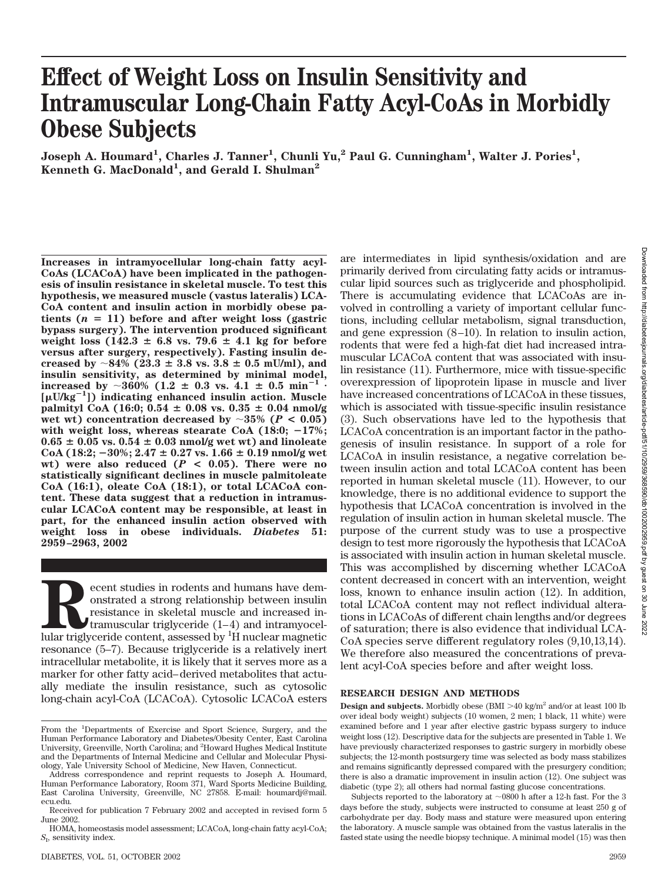# Effect of Weight Loss on Insulin Sensitivity and Intramuscular Long-Chain Fatty Acyl-CoAs in Morbidly Obese Subjects

**Joseph A. Houmard[1], Charles J. Tanner[1], Chunli Yu,[2] Paul G. Cunningham[1], Walter J. Pories[1], Kenneth G. MacDonald[1], and Gerald I. Shulman[2]**

**Increases in intramyocellular long-chain fatty acyl-CoAs (LCACoA) have been implicated in the pathogenesis of insulin resistance in skeletal muscle. To test this hypothesis, we measured muscle (vastus lateralis) LCACoA content and insulin action in morbidly obese patients ($n = 11$) before and after weight loss (gastric bypass surgery). The intervention produced significant weight loss (142.3 ± 6.8 vs. 79.6 ± 4.1 kg for before versus after surgery, respectively). Fasting insulin decreased by ~84% (23.3 ± 3.8 vs. 3.8 ± 0.5 mU/ml), and insulin sensitivity, as determined by minimal model, increased by ~360% (1.2 ± 0.3 vs. 4.1 ± 0.5 $\min^{-1} \cdot [\mu U/kg^{-1}]$) indicating enhanced insulin action. Muscle palmityl CoA (16:0; 0.54 ± 0.08 vs. 0.35 ± 0.04 nmol/g wet wt) concentration decreased by ~35% ($P < 0.05$) with weight loss, whereas stearate CoA (18:0; −17%; 0.65 ± 0.05 vs. 0.54 ± 0.03 nmol/g wet wt) and linoleate CoA (18:2; −30%; 2.47 ± 0.27 vs. 1.66 ± 0.19 nmol/g wet wt) were also reduced ($P < 0.05$). There were no statistically significant declines in muscle palmitoleate CoA (16:1), oleate CoA (18:1), or total LCACoA content. These data suggest that a reduction in intramuscular LCACoA content may be responsible, at least in part, for the enhanced insulin action observed with weight loss in obese individuals. *Diabetes* 51: 2959–2963, 2002**

Recent studies in rodents and humans have demonstrated a strong relationship between insulin resistance in skeletal muscle and increased intramuscular triglyceride (1–4) and intramyocellular triglyceride content, assessed by $^1$H nuclear magnetic resonance (5–7). Because triglyceride is a relatively inert intracellular metabolite, it is likely that it serves more as a marker for other fatty acid–derived metabolites that actually mediate the insulin resistance, such as cytosolic long-chain acyl-CoA (LCACoA). Cytosolic LCACoA esters are intermediates in lipid synthesis/oxidation and are primarily derived from circulating fatty acids or intramuscular lipid sources such as triglyceride and phospholipid. There is accumulating evidence that LCACoAs are involved in controlling a variety of important cellular functions, including cellular metabolism, signal transduction, and gene expression (8–10). In relation to insulin action, rodents that were fed a high-fat diet had increased intramuscular LCACoA content that was associated with insulin resistance (11). Furthermore, mice with tissue-specific overexpression of lipoprotein lipase in muscle and liver have increased concentrations of LCACoA in these tissues, which is associated with tissue-specific insulin resistance (3). Such observations have led to the hypothesis that LCACoA concentration is an important factor in the pathogenesis of insulin resistance. In support of a role for LCACoA in insulin resistance, a negative correlation between insulin action and total LCACoA content has been reported in human skeletal muscle (11). However, to our knowledge, there is no additional evidence to support the hypothesis that LCACoA concentration is involved in the regulation of insulin action in human skeletal muscle. The purpose of the current study was to use a prospective design to test more rigorously the hypothesis that LCACoA is associated with insulin action in human skeletal muscle. This was accomplished by discerning whether LCACoA content decreased in concert with an intervention, weight loss, known to enhance insulin action (12). In addition, total LCACoA content may not reflect individual alterations in LCACoAs of different chain lengths and/or degrees of saturation; there is also evidence that individual LCACoA species serve different regulatory roles (9,10,13,14). We therefore also measured the concentrations of prevalent acyl-CoA species before and after weight loss.

## RESEARCH DESIGN AND METHODS

**Design and subjects.** Morbidly obese (BMI >40 kg/m$^2$ and/or at least 100 lb over ideal body weight) subjects (10 women, 2 men; 1 black, 11 white) were examined before and 1 year after elective gastric bypass surgery to induce weight loss (12). Descriptive data for the subjects are presented in Table 1. We have previously characterized responses to gastric surgery in morbidly obese subjects; the 12-month postsurgery time was selected as body mass stabilizes and remains significantly depressed compared with the presurgery condition; there is also a dramatic improvement in insulin action (12). One subject was diabetic (type 2); all others had normal fasting glucose concentrations.

Subjects reported to the laboratory at ~0800 h after a 12-h fast. For the 3 days before the study, subjects were instructed to consume at least 250 g of carbohydrate per day. Body mass and stature were measured upon entering the laboratory. A muscle sample was obtained from the vastus lateralis in the fasted state using the needle biopsy technique. A minimal model (15) was then

From the [1]Departments of Exercise and Sport Science, Surgery, and the Human Performance Laboratory and Diabetes/Obesity Center, East Carolina University, Greenville, North Carolina; and [2]Howard Hughes Medical Institute and the Departments of Internal Medicine and Cellular and Molecular Physiology, Yale University School of Medicine, New Haven, Connecticut.

Address correspondence and reprint requests to Joseph A. Houmard, Human Performance Laboratory, Room 371, Ward Sports Medicine Building, East Carolina University, Greenville, NC 27858. E-mail: houmardj@mail.ecu.edu.

Received for publication 7 February 2002 and accepted in revised form 5 June 2002.

HOMA, homeostasis model assessment; LCACoA, long-chain fatty acyl-CoA; $S_I$, sensitivity index.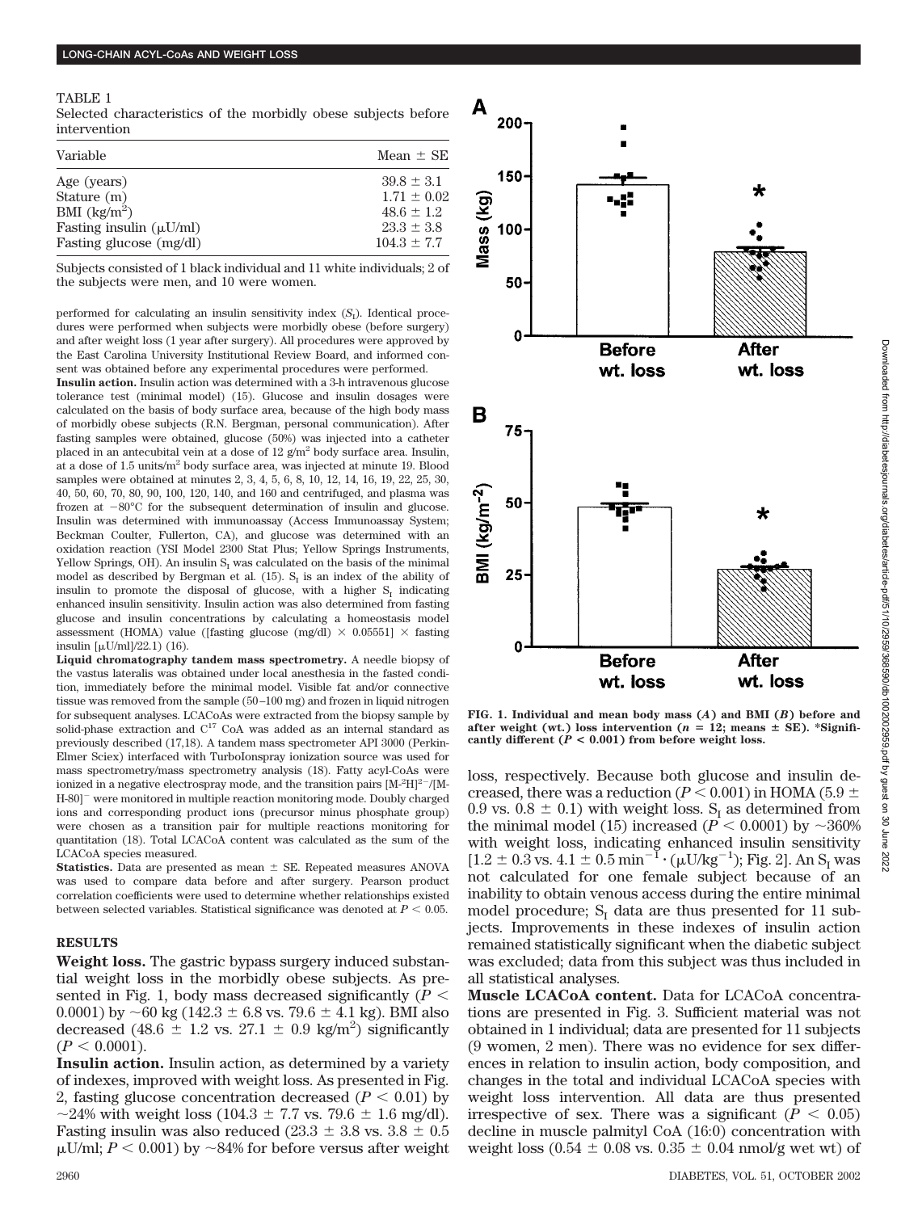TABLE 1

Selected characteristics of the morbidly obese subjects before intervention

| Variable | Mean ± SE |
| --- | --- |
| Age (years) | 39.8 ± 3.1 |
| Stature (m) | 1.71 ± 0.02 |
| BMI (kg/m$^2$) | 48.6 ± 1.2 |
| Fasting insulin (μU/ml) | 23.3 ± 3.8 |
| Fasting glucose (mg/dl) | 104.3 ± 7.7 |

Subjects consisted of 1 black individual and 11 white individuals; 2 of the subjects were men, and 10 were women.

performed for calculating an insulin sensitivity index ($S_I$). Identical procedures were performed when subjects were morbidly obese (before surgery) and after weight loss (1 year after surgery). All procedures were approved by the East Carolina University Institutional Review Board, and informed consent was obtained before any experimental procedures were performed.

**Insulin action.** Insulin action was determined with a 3-h intravenous glucose tolerance test (minimal model) (15). Glucose and insulin dosages were calculated on the basis of body surface area, because of the high body mass of morbidly obese subjects (R.N. Bergman, personal communication). After fasting samples were obtained, glucose (50%) was injected into a catheter placed in an antecubital vein at a dose of 12 g/m$^2$ body surface area. Insulin, at a dose of 1.5 units/m$^2$ body surface area, was injected at minute 19. Blood samples were obtained at minutes 2, 3, 4, 5, 6, 8, 10, 12, 14, 16, 19, 22, 25, 30, 40, 50, 60, 70, 80, 90, 100, 120, 140, and 160 and centrifuged, and plasma was frozen at −80°C for the subsequent determination of insulin and glucose. Insulin was determined with immunoassay (Access Immunoassay System; Beckman Coulter, Fullerton, CA), and glucose was determined with an oxidation reaction (YSI Model 2300 Stat Plus; Yellow Springs Instruments, Yellow Springs, OH). An insulin $S_I$ was calculated on the basis of the minimal model as described by Bergman et al. (15). $S_I$ is an index of the ability of insulin to promote the disposal of glucose, with a higher $S_I$ indicating enhanced insulin sensitivity. Insulin action was also determined from fasting glucose and insulin concentrations by calculating a homeostasis model assessment (HOMA) value ([fasting glucose (mg/dl) × 0.05551] × fasting insulin [μU/ml]/22.1) (16).

**Liquid chromatography tandem mass spectrometry.** A needle biopsy of the vastus lateralis was obtained under local anesthesia in the fasted condition, immediately before the minimal model. Visible fat and/or connective tissue was removed from the sample (50–100 mg) and frozen in liquid nitrogen for subsequent analyses. LCACoAs were extracted from the biopsy sample by solid-phase extraction and $C^{17}$ CoA was added as an internal standard as previously described (17,18). A tandem mass spectrometer API 3000 (Perkin-Elmer Sciex) interfaced with TurboIonspray ionization source was used for mass spectrometry/mass spectrometry analysis (18). Fatty acyl-CoAs were ionized in a negative electrospray mode, and the transition pairs $[M\text{-}^2H]^{2-}/[M\text{-}H\text{-}80]^-$ were monitored in multiple reaction monitoring mode. Doubly charged ions and corresponding product ions (precursor minus phosphate group) were chosen as a transition pair for multiple reactions monitoring for quantitation (18). Total LCACoA content was calculated as the sum of the LCACoA species measured.

**Statistics.** Data are presented as mean ± SE. Repeated measures ANOVA was used to compare data before and after surgery. Pearson product correlation coefficients were used to determine whether relationships existed between selected variables. Statistical significance was denoted at $P < 0.05$.

## RESULTS

**Weight loss.** The gastric bypass surgery induced substantial weight loss in the morbidly obese subjects. As presented in Fig. 1, body mass decreased significantly ($P < 0.0001$) by ~60 kg (142.3 ± 6.8 vs. 79.6 ± 4.1 kg). BMI also decreased (48.6 ± 1.2 vs. 27.1 ± 0.9 kg/m$^2$) significantly ($P < 0.0001$).

**Insulin action.** Insulin action, as determined by a variety of indexes, improved with weight loss. As presented in Fig. 2, fasting glucose concentration decreased ($P < 0.01$) by ~24% with weight loss (104.3 ± 7.7 vs. 79.6 ± 1.6 mg/dl). Fasting insulin was also reduced (23.3 ± 3.8 vs. 3.8 ± 0.5 μU/ml; $P < 0.001$) by ~84% for before versus after weight loss, respectively. Because both glucose and insulin decreased, there was a reduction ($P < 0.001$) in HOMA (5.9 ± 0.9 vs. 0.8 ± 0.1) with weight loss. $S_I$ as determined from the minimal model (15) increased ($P < 0.0001$) by ~360% with weight loss, indicating enhanced insulin sensitivity [1.2 ± 0.3 vs. 4.1 ± 0.5 $\text{min}^{-1} \cdot (\mu\text{U/kg}^{-1})$; Fig. 2]. An $S_I$ was not calculated for one female subject because of an inability to obtain venous access during the entire minimal model procedure; $S_I$ data are thus presented for 11 subjects. Improvements in these indexes of insulin action remained statistically significant when the diabetic subject was excluded; data from this subject was thus included in all statistical analyses.

**Muscle LCACoA content.** Data for LCACoA concentrations are presented in Fig. 3. Sufficient material was not obtained in 1 individual; data are presented for 11 subjects (9 women, 2 men). There was no evidence for sex differences in relation to insulin action, body composition, and changes in the total and individual LCACoA species with weight loss intervention. All data are thus presented irrespective of sex. There was a significant ($P < 0.05$) decline in muscle palmityl CoA (16:0) concentration with weight loss (0.54 ± 0.08 vs. 0.35 ± 0.04 nmol/g wet wt) of

FIG. 1. Individual and mean body mass (*A*) and BMI (*B*) before and after weight (wt.) loss intervention ($n = 12$; means ± SE). *Significantly different ($P < 0.001$) from before weight loss.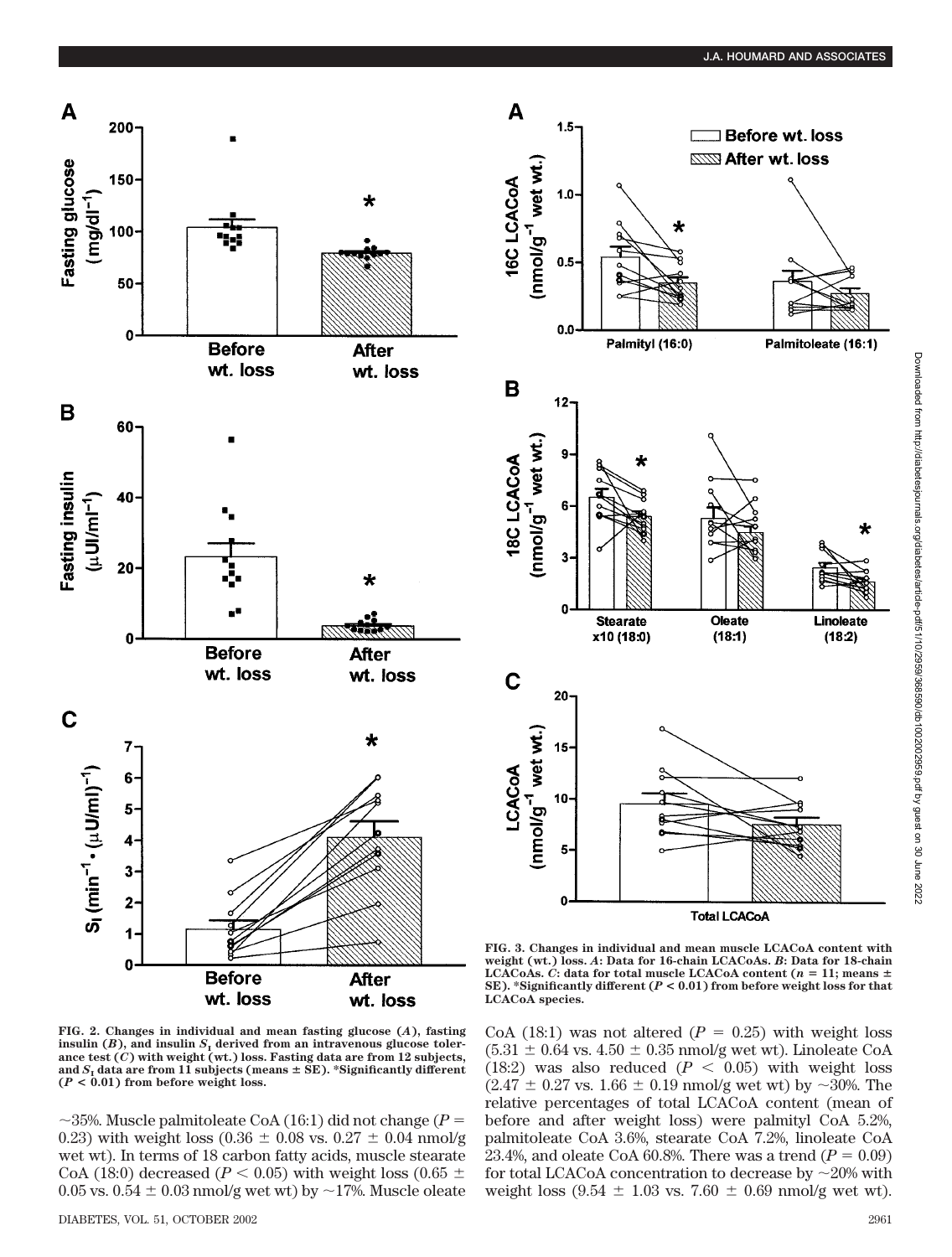FIG. 2. Changes in individual and mean fasting glucose (*A*), fasting insulin (*B*), and insulin $S_I$ derived from an intravenous glucose tolerance test (*C*) with weight (wt.) loss. Fasting data are from 12 subjects, and $S_I$ data are from 11 subjects (means ± SE). *Significantly different ($P < 0.01$) from before weight loss.

FIG. 3. Changes in individual and mean muscle LCACoA content with weight (wt.) loss. *A*: Data for 16-chain LCACoAs. *B*: Data for 18-chain LCACoAs. *C*: data for total muscle LCACoA content ($n = 11$; means ± SE). *Significantly different ($P < 0.01$) from before weight loss for that LCACoA species.

~35%. Muscle palmitoleate CoA (16:1) did not change ($P = 0.23$) with weight loss (0.36 ± 0.08 vs. 0.27 ± 0.04 nmol/g wet wt). In terms of 18 carbon fatty acids, muscle stearate CoA (18:0) decreased ($P < 0.05$) with weight loss (0.65 ± 0.05 vs. 0.54 ± 0.03 nmol/g wet wt) by ~17%. Muscle oleate CoA (18:1) was not altered ($P = 0.25$) with weight loss (5.31 ± 0.64 vs. 4.50 ± 0.35 nmol/g wet wt). Linoleate CoA (18:2) was also reduced ($P < 0.05$) with weight loss (2.47 ± 0.27 vs. 1.66 ± 0.19 nmol/g wet wt) by ~30%. The relative percentages of total LCACoA content (mean of before and after weight loss) were palmityl CoA 5.2%, palmitoleate CoA 3.6%, stearate CoA 7.2%, linoleate CoA 23.4%, and oleate CoA 60.8%. There was a trend ($P = 0.09$) for total LCACoA concentration to decrease by ~20% with weight loss (9.54 ± 1.03 vs. 7.60 ± 0.69 nmol/g wet wt).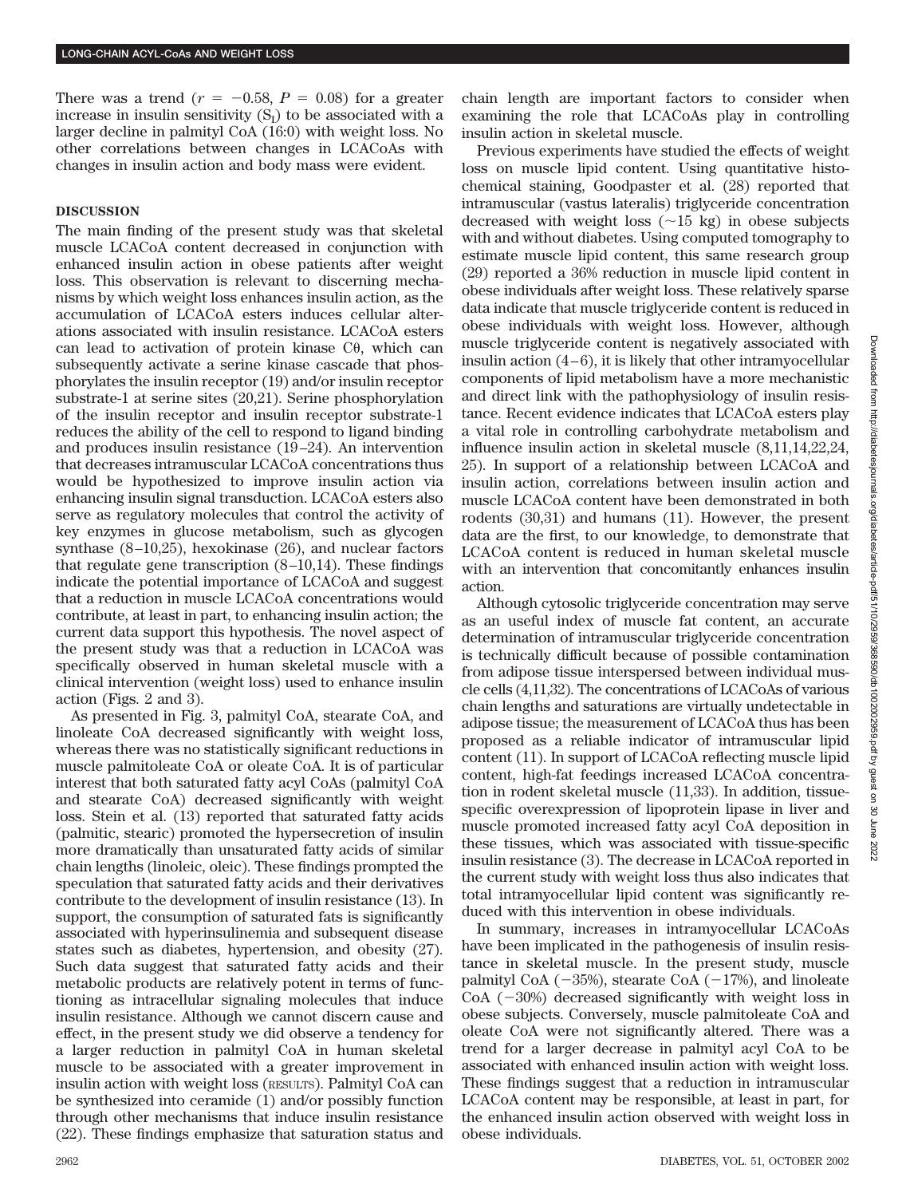There was a trend ($r = -0.58$, $P = 0.08$) for a greater increase in insulin sensitivity ($S_I$) to be associated with a larger decline in palmityl CoA (16:0) with weight loss. No other correlations between changes in LCACoAs with changes in insulin action and body mass were evident.

## DISCUSSION

The main finding of the present study was that skeletal muscle LCACoA content decreased in conjunction with enhanced insulin action in obese patients after weight loss. This observation is relevant to discerning mechanisms by which weight loss enhances insulin action, as the accumulation of LCACoA esters induces cellular alterations associated with insulin resistance. LCACoA esters can lead to activation of protein kinase Cθ, which can subsequently activate a serine kinase cascade that phosphorylates the insulin receptor (19) and/or insulin receptor substrate-1 at serine sites (20,21). Serine phosphorylation of the insulin receptor and insulin receptor substrate-1 reduces the ability of the cell to respond to ligand binding and produces insulin resistance (19–24). An intervention that decreases intramuscular LCACoA concentrations thus would be hypothesized to improve insulin action via enhancing insulin signal transduction. LCACoA esters also serve as regulatory molecules that control the activity of key enzymes in glucose metabolism, such as glycogen synthase (8–10,25), hexokinase (26), and nuclear factors that regulate gene transcription (8–10,14). These findings indicate the potential importance of LCACoA and suggest that a reduction in muscle LCACoA concentrations would contribute, at least in part, to enhancing insulin action; the current data support this hypothesis. The novel aspect of the present study was that a reduction in LCACoA was specifically observed in human skeletal muscle with a clinical intervention (weight loss) used to enhance insulin action (Figs. 2 and 3).

As presented in Fig. 3, palmityl CoA, stearate CoA, and linoleate CoA decreased significantly with weight loss, whereas there was no statistically significant reductions in muscle palmitoleate CoA or oleate CoA. It is of particular interest that both saturated fatty acyl CoAs (palmityl CoA and stearate CoA) decreased significantly with weight loss. Stein et al. (13) reported that saturated fatty acids (palmitic, stearic) promoted the hypersecretion of insulin more dramatically than unsaturated fatty acids of similar chain lengths (linoleic, oleic). These findings prompted the speculation that saturated fatty acids and their derivatives contribute to the development of insulin resistance (13). In support, the consumption of saturated fats is significantly associated with hyperinsulinemia and subsequent disease states such as diabetes, hypertension, and obesity (27). Such data suggest that saturated fatty acids and their metabolic products are relatively potent in terms of functioning as intracellular signaling molecules that induce insulin resistance. Although we cannot discern cause and effect, in the present study we did observe a tendency for a larger reduction in palmityl CoA in human skeletal muscle to be associated with a greater improvement in insulin action with weight loss (RESULTS). Palmityl CoA can be synthesized into ceramide (1) and/or possibly function through other mechanisms that induce insulin resistance (22). These findings emphasize that saturation status and chain length are important factors to consider when examining the role that LCACoAs play in controlling insulin action in skeletal muscle.

Previous experiments have studied the effects of weight loss on muscle lipid content. Using quantitative histochemical staining, Goodpaster et al. (28) reported that intramuscular (vastus lateralis) triglyceride concentration decreased with weight loss (~15 kg) in obese subjects with and without diabetes. Using computed tomography to estimate muscle lipid content, this same research group (29) reported a 36% reduction in muscle lipid content in obese individuals after weight loss. These relatively sparse data indicate that muscle triglyceride content is reduced in obese individuals with weight loss. However, although muscle triglyceride content is negatively associated with insulin action (4–6), it is likely that other intramyocellular components of lipid metabolism have a more mechanistic and direct link with the pathophysiology of insulin resistance. Recent evidence indicates that LCACoA esters play a vital role in controlling carbohydrate metabolism and influence insulin action in skeletal muscle (8,11,14,22,24, 25). In support of a relationship between LCACoA and insulin action, correlations between insulin action and muscle LCACoA content have been demonstrated in both rodents (30,31) and humans (11). However, the present data are the first, to our knowledge, to demonstrate that LCACoA content is reduced in human skeletal muscle with an intervention that concomitantly enhances insulin action.

Although cytosolic triglyceride concentration may serve as an useful index of muscle fat content, an accurate determination of intramuscular triglyceride concentration is technically difficult because of possible contamination from adipose tissue interspersed between individual muscle cells (4,11,32). The concentrations of LCACoAs of various chain lengths and saturations are virtually undetectable in adipose tissue; the measurement of LCACoA thus has been proposed as a reliable indicator of intramuscular lipid content (11). In support of LCACoA reflecting muscle lipid content, high-fat feedings increased LCACoA concentration in rodent skeletal muscle (11,33). In addition, tissue-specific overexpression of lipoprotein lipase in liver and muscle promoted increased fatty acyl CoA deposition in these tissues, which was associated with tissue-specific insulin resistance (3). The decrease in LCACoA reported in the current study with weight loss thus also indicates that total intramyocellular lipid content was significantly reduced with this intervention in obese individuals.

In summary, increases in intramyocellular LCACoAs have been implicated in the pathogenesis of insulin resistance in skeletal muscle. In the present study, muscle palmityl CoA (−35%), stearate CoA (−17%), and linoleate CoA (−30%) decreased significantly with weight loss in obese subjects. Conversely, muscle palmitoleate CoA and oleate CoA were not significantly altered. There was a trend for a larger decrease in palmityl acyl CoA to be associated with enhanced insulin action with weight loss. These findings suggest that a reduction in intramuscular LCACoA content may be responsible, at least in part, for the enhanced insulin action observed with weight loss in obese individuals.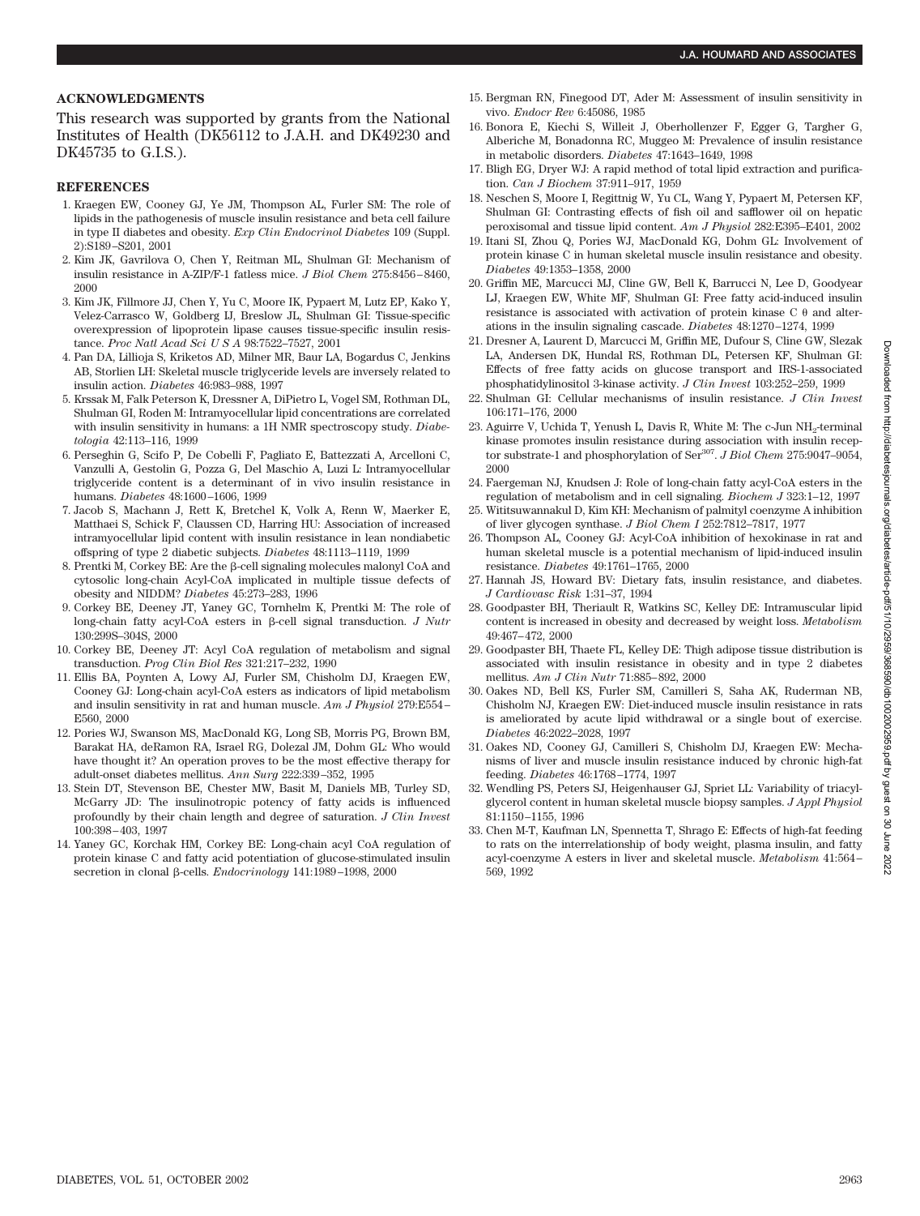## ACKNOWLEDGMENTS

This research was supported by grants from the National Institutes of Health (DK56112 to J.A.H. and DK49230 and DK45735 to G.I.S.).

## REFERENCES

1. Kraegen EW, Cooney GJ, Ye JM, Thompson AL, Furler SM: The role of lipids in the pathogenesis of muscle insulin resistance and beta cell failure in type II diabetes and obesity. *Exp Clin Endocrinol Diabetes* 109 (Suppl. 2):S189–S201, 2001
2. Kim JK, Gavrilova O, Chen Y, Reitman ML, Shulman GI: Mechanism of insulin resistance in A-ZIP/F-1 fatless mice. *J Biol Chem* 275:8456–8460, 2000
3. Kim JK, Fillmore JJ, Chen Y, Yu C, Moore IK, Pypaert M, Lutz EP, Kako Y, Velez-Carrasco W, Goldberg IJ, Breslow JL, Shulman GI: Tissue-specific overexpression of lipoprotein lipase causes tissue-specific insulin resistance. *Proc Natl Acad Sci U S A* 98:7522–7527, 2001
4. Pan DA, Lillioja S, Kriketos AD, Milner MR, Baur LA, Bogardus C, Jenkins AB, Storlien LH: Skeletal muscle triglyceride levels are inversely related to insulin action. *Diabetes* 46:983–988, 1997
5. Krssak M, Falk Peterson K, Dressner A, DiPietro L, Vogel SM, Rothman DL, Shulman GI, Roden M: Intramyocellular lipid concentrations are correlated with insulin sensitivity in humans: a 1H NMR spectroscopy study. *Diabetologia* 42:113–116, 1999
6. Perseghin G, Scifo P, De Cobelli F, Pagliato E, Battezzati A, Arcelloni C, Vanzulli A, Gestolin G, Pozza G, Del Maschio A, Luzi L: Intramyocellular triglyceride content is a determinant of in vivo insulin resistance in humans. *Diabetes* 48:1600–1606, 1999
7. Jacob S, Machann J, Rett K, Bretchel K, Volk A, Renn W, Maerker E, Matthaei S, Schick F, Claussen CD, Harring HU: Association of increased intramyocellular lipid content with insulin resistance in lean nondiabetic offspring of type 2 diabetic subjects. *Diabetes* 48:1113–1119, 1999
8. Prentki M, Corkey BE: Are the β-cell signaling molecules malonyl CoA and cytosolic long-chain Acyl-CoA implicated in multiple tissue defects of obesity and NIDDM? *Diabetes* 45:273–283, 1996
9. Corkey BE, Deeney JT, Yaney GC, Tornhelm K, Prentki M: The role of long-chain fatty acyl-CoA esters in β-cell signal transduction. *J Nutr* 130:299S–304S, 2000
10. Corkey BE, Deeney JT: Acyl CoA regulation of metabolism and signal transduction. *Prog Clin Biol Res* 321:217–232, 1990
11. Ellis BA, Poynten A, Lowy AJ, Furler SM, Chisholm DJ, Kraegen EW, Cooney GJ: Long-chain acyl-CoA esters as indicators of lipid metabolism and insulin sensitivity in rat and human muscle. *Am J Physiol* 279:E554–E560, 2000
12. Pories WJ, Swanson MS, MacDonald KG, Long SB, Morris PG, Brown BM, Barakat HA, deRamon RA, Israel RG, Dolezal JM, Dohm GL: Who would have thought it? An operation proves to be the most effective therapy for adult-onset diabetes mellitus. *Ann Surg* 222:339–352, 1995
13. Stein DT, Stevenson BE, Chester MW, Basit M, Daniels MB, Turley SD, McGarry JD: The insulinotropic potency of fatty acids is influenced profoundly by their chain length and degree of saturation. *J Clin Invest* 100:398–403, 1997
14. Yaney GC, Korchak HM, Corkey BE: Long-chain acyl CoA regulation of protein kinase C and fatty acid potentiation of glucose-stimulated insulin secretion in clonal β-cells. *Endocrinology* 141:1989–1998, 2000
15. Bergman RN, Finegood DT, Ader M: Assessment of insulin sensitivity in vivo. *Endocr Rev* 6:45086, 1985
16. Bonora E, Kiechi S, Willeit J, Oberhollenzer F, Egger G, Targher G, Alberiche M, Bonadonna RC, Muggeo M: Prevalence of insulin resistance in metabolic disorders. *Diabetes* 47:1643–1649, 1998
17. Bligh EG, Dryer WJ: A rapid method of total lipid extraction and purification. *Can J Biochem* 37:911–917, 1959
18. Neschen S, Moore I, Regittnig W, Yu CL, Wang Y, Pypaert M, Petersen KF, Shulman GI: Contrasting effects of fish oil and safflower oil on hepatic peroxisomal and tissue lipid content. *Am J Physiol* 282:E395–E401, 2002
19. Itani SI, Zhou Q, Pories WJ, MacDonald KG, Dohm GL: Involvement of protein kinase C in human skeletal muscle insulin resistance and obesity. *Diabetes* 49:1353–1358, 2000
20. Griffin ME, Marcucci MJ, Cline GW, Bell K, Barrucci N, Lee D, Goodyear LJ, Kraegen EW, White MF, Shulman GI: Free fatty acid-induced insulin resistance is associated with activation of protein kinase C θ and alterations in the insulin signaling cascade. *Diabetes* 48:1270–1274, 1999
21. Dresner A, Laurent D, Marcucci M, Griffin ME, Dufour S, Cline GW, Slezak LA, Andersen DK, Hundal RS, Rothman DL, Petersen KF, Shulman GI: Effects of free fatty acids on glucose transport and IRS-1-associated phosphatidylinositol 3-kinase activity. *J Clin Invest* 103:252–259, 1999
22. Shulman GI: Cellular mechanisms of insulin resistance. *J Clin Invest* 106:171–176, 2000
23. Aguirre V, Uchida T, Yenush L, Davis R, White M: The c-Jun $NH_2$-terminal kinase promotes insulin resistance during association with insulin receptor substrate-1 and phosphorylation of Ser[307]. *J Biol Chem* 275:9047–9054, 2000
24. Faergeman NJ, Knudsen J: Role of long-chain fatty acyl-CoA esters in the regulation of metabolism and in cell signaling. *Biochem J* 323:1–12, 1997
25. Wititsuwannakul D, Kim KH: Mechanism of palmityl coenzyme A inhibition of liver glycogen synthase. *J Biol Chem I* 252:7812–7817, 1977
26. Thompson AL, Cooney GJ: Acyl-CoA inhibition of hexokinase in rat and human skeletal muscle is a potential mechanism of lipid-induced insulin resistance. *Diabetes* 49:1761–1765, 2000
27. Hannah JS, Howard BV: Dietary fats, insulin resistance, and diabetes. *J Cardiovasc Risk* 1:31–37, 1994
28. Goodpaster BH, Theriault R, Watkins SC, Kelley DE: Intramuscular lipid content is increased in obesity and decreased by weight loss. *Metabolism* 49:467–472, 2000
29. Goodpaster BH, Thaete FL, Kelley DE: Thigh adipose tissue distribution is associated with insulin resistance in obesity and in type 2 diabetes mellitus. *Am J Clin Nutr* 71:885–892, 2000
30. Oakes ND, Bell KS, Furler SM, Camilleri S, Saha AK, Ruderman NB, Chisholm NJ, Kraegen EW: Diet-induced muscle insulin resistance in rats is ameliorated by acute lipid withdrawal or a single bout of exercise. *Diabetes* 46:2022–2028, 1997
31. Oakes ND, Cooney GJ, Camilleri S, Chisholm DJ, Kraegen EW: Mechanisms of liver and muscle insulin resistance induced by chronic high-fat feeding. *Diabetes* 46:1768–1774, 1997
32. Wendling PS, Peters SJ, Heigenhauser GJ, Spriet LL: Variability of triacylglycerol content in human skeletal muscle biopsy samples. *J Appl Physiol* 81:1150–1155, 1996
33. Chen M-T, Kaufman LN, Spennetta T, Shrago E: Effects of high-fat feeding to rats on the interrelationship of body weight, plasma insulin, and fatty acyl-coenzyme A esters in liver and skeletal muscle. *Metabolism* 41:564–569, 1992